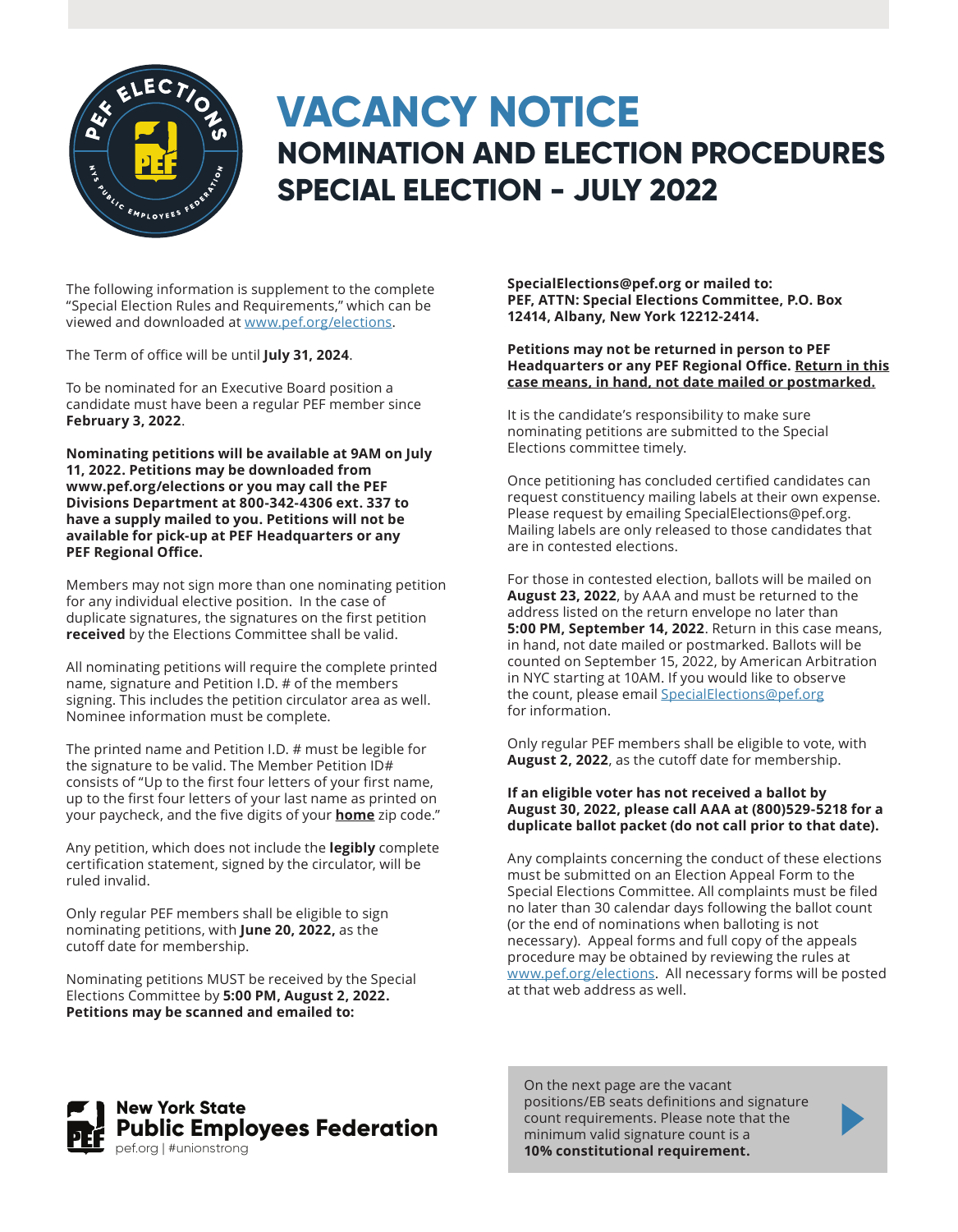# VACANCY NOTICE

## NOMINATION AND ELECTION PROCEDURES SPECIAL ELECTION - JULY 2022

The following information is supplement to the complete "Special Election Rules and Requirements," which can be viewed and downloaded at www.pef.org/elections.

The Term of office will be until **July 31, 2024**.

To be nominated for an Executive Board position a candidate must have been a regular PEF member since **February 3, 2022**.

**Nominating petitions will be available at 9AM on July 11, 2022. Petitions may be downloaded from www.pef.org/elections or you may call the PEF Divisions Department at 800-342-4306 ext. 337 to have a supply mailed to you. Petitions will not be available for pick-up at PEF Headquarters or any PEF Regional Office.**

Members may not sign more than one nominating petition for any individual elective position. In the case of duplicate signatures, the signatures on the first petition **received** by the Elections Committee shall be valid.

All nominating petitions will require the complete printed name, signature and Petition I.D. # of the members signing. This includes the petition circulator area as well. Nominee information must be complete.

The printed name and Petition I.D. # must be legible for the signature to be valid. The Member Petition ID# consists of "Up to the first four letters of your first name, up to the first four letters of your last name as printed on your paycheck, and the five digits of your **home** zip code."

Any petition, which does not include the **legibly** complete certification statement, signed by the circulator, will be ruled invalid.

Only regular PEF members shall be eligible to sign nominating petitions, with **June 20, 2022,** as the cutoff date for membership.

Nominating petitions MUST be received by the Special Elections Committee by **5:00 PM, August 2, 2022. Petitions may be scanned and emailed to: SpecialElections@pef.org or mailed to: PEF, ATTN: Special Elections Committee, P.O. Box 12414, Albany, New York 12212-2414.**

**Petitions may not be returned in person to PEF Headquarters or any PEF Regional Office. Return in this case means, in hand, not date mailed or postmarked.**

It is the candidate's responsibility to make sure nominating petitions are submitted to the Special Elections committee timely.

Once petitioning has concluded certified candidates can request constituency mailing labels at their own expense. Please request by emailing SpecialElections@pef.org. Mailing labels are only released to those candidates that are in contested elections.

For those in contested election, ballots will be mailed on **August 23, 2022**, by AAA and must be returned to the address listed on the return envelope no later than **5:00 PM, September 14, 2022**. Return in this case means, in hand, not date mailed or postmarked. Ballots will be counted on September 15, 2022, by American Arbitration in NYC starting at 10AM. If you would like to observe the count, please email SpecialElections@pef.org for information.

Only regular PEF members shall be eligible to vote, with **August 2, 2022**, as the cutoff date for membership.

**If an eligible voter has not received a ballot by August 30, 2022, please call AAA at (800)529-5218 for a duplicate ballot packet (do not call prior to that date).**

Any complaints concerning the conduct of these elections must be submitted on an Election Appeal Form to the Special Elections Committee. All complaints must be filed no later than 30 calendar days following the ballot count (or the end of nominations when balloting is not necessary). Appeal forms and full copy of the appeals procedure may be obtained by reviewing the rules at www.pef.org/elections. All necessary forms will be posted at that web address as well.

On the next page are the vacant positions/EB seats definitions and signature count requirements. Please note that the minimum valid signature count is a **10% constitutional requirement.**

**New York State Public Employees Federation**
pef.org | #unionstrong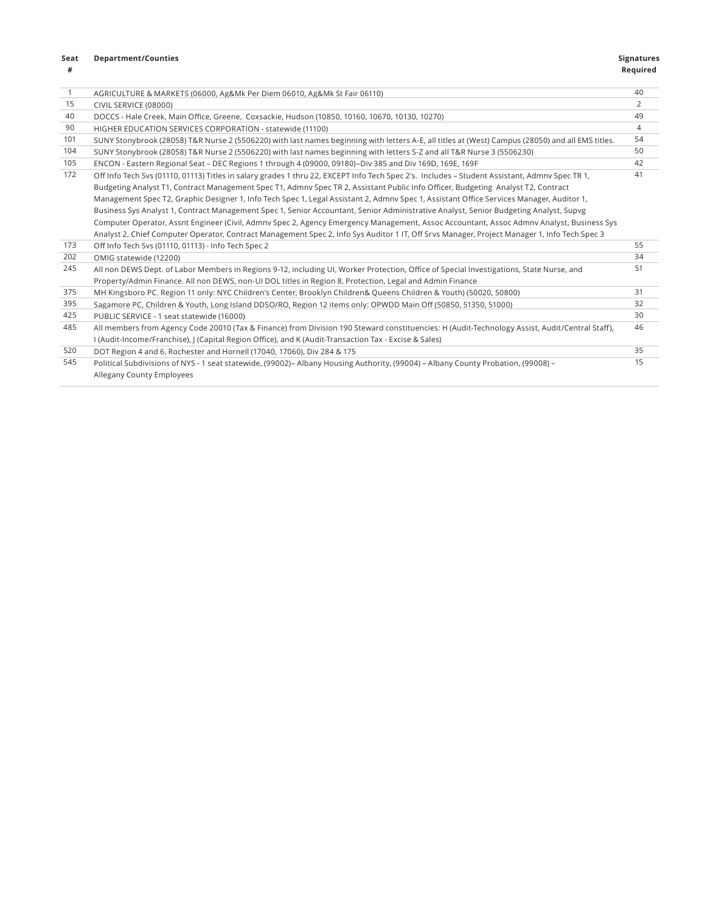| Seat # | Department/Counties | Signatures Required |
|---|---|---|
| 1 | AGRICULTURE & MARKETS (06000, Ag&Mk Per Diem 06010, Ag&Mk St Fair 06110) | 40 |
| 15 | CIVIL SERVICE (08000) | 2 |
| 40 | DOCCS - Hale Creek, Main Office, Greene, Coxsackie, Hudson (10850, 10160, 10670, 10130, 10270) | 49 |
| 90 | HIGHER EDUCATION SERVICES CORPORATION - statewide (11100) | 4 |
| 101 | SUNY Stonybrook (28058) T&R Nurse 2 (5506220) with last names beginning with letters A-E, all titles at (West) Campus (28050) and all EMS titles. | 54 |
| 104 | SUNY Stonybrook (28058) T&R Nurse 2 (5506220) with last names beginning with letters S-Z and all T&R Nurse 3 (5506230) | 50 |
| 105 | ENCON - Eastern Regional Seat – DEC Regions 1 through 4 (09000, 09180)–Div 385 and Div 169D, 169E, 169F | 42 |
| 172 | Off Info Tech Svs (01110, 01113) Titles in salary grades 1 thru 22, EXCEPT Info Tech Spec 2's. Includes – Student Assistant, Admnv Spec TR 1, Budgeting Analyst T1, Contract Management Spec T1, Admnv Spec TR 2, Assistant Public Info Officer, Budgeting Analyst T2, Contract Management Spec T2, Graphic Designer 1, Info Tech Spec 1, Legal Assistant 2, Admnv Spec 1, Assistant Office Services Manager, Auditor 1, Business Sys Analyst 1, Contract Management Spec 1, Senior Accountant, Senior Administrative Analyst, Senior Budgeting Analyst, Supvg Computer Operator, Assnt Engineer (Civil, Admnv Spec 2, Agency Emergency Management, Assoc Accountant, Assoc Admnv Analyst, Business Sys Analyst 2, Chief Computer Operator, Contract Management Spec 2, Info Sys Auditor 1 IT, Off Srvs Manager, Project Manager 1, Info Tech Spec 3 | 41 |
| 173 | Off Info Tech Svs (01110, 01113) - Info Tech Spec 2 | 55 |
| 202 | OMIG statewide (12200) | 34 |
| 245 | All non DEWS Dept. of Labor Members in Regions 9-12, including UI, Worker Protection, Office of Special Investigations, State Nurse, and Property/Admin Finance. All non DEWS, non-UI DOL titles in Region 8, Protection, Legal and Admin Finance | 51 |
| 375 | MH Kingsboro PC. Region 11 only: NYC Children's Center, Brooklyn Children& Queens Children & Youth) (50020, 50800) | 31 |
| 395 | Sagamore PC, Children & Youth, Long Island DDSO/RO, Region 12 items only: OPWDD Main Off (50850, 51350, 51000) | 32 |
| 425 | PUBLIC SERVICE - 1 seat statewide (16000) | 30 |
| 485 | All members from Agency Code 20010 (Tax & Finance) from Division 190 Steward constituencies: H (Audit-Technology Assist, Audit/Central Staff), I (Audit-Income/Franchise), J (Capital Region Office), and K (Audit-Transaction Tax - Excise & Sales) | 46 |
| 520 | DOT Region 4 and 6, Rochester and Hornell (17040, 17060), Div 284 & 175 | 35 |
| 545 | Political Subdivisions of NYS - 1 seat statewide, (99002)– Albany Housing Authority, (99004) – Albany County Probation, (99008) – Allegany County Employees | 15 |